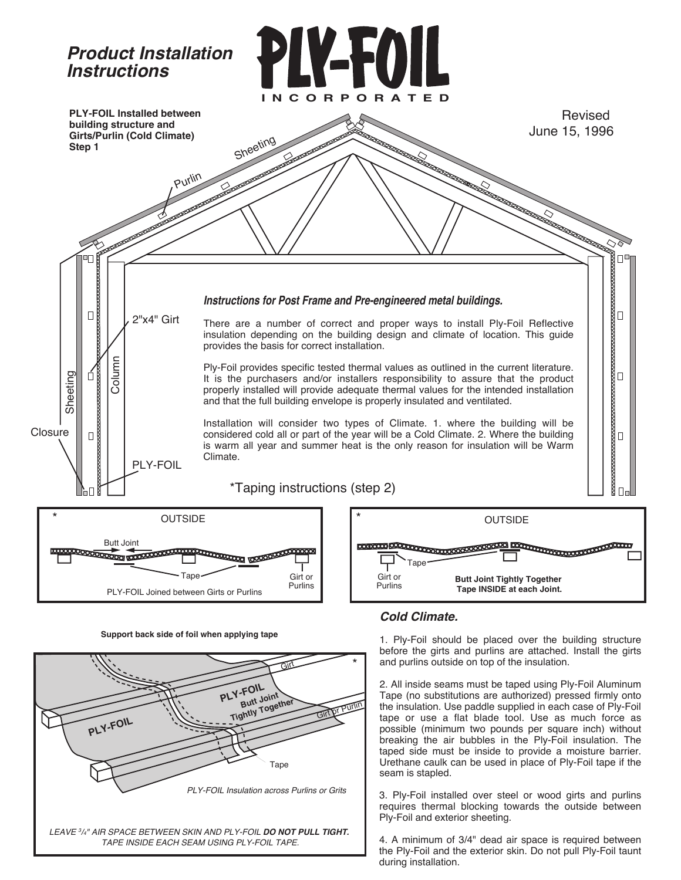# Product Installation Instructions

**PLY-FOIL INCORPORATED**

Revised
June 15, 1996

**PLY-FOIL Installed between building structure and Girts/Purlin (Cold Climate) Step 1**

Sheeting

Purlin

2"x4" Girt

Column

Sheeting

Closure

PLY-FOIL

### *Instructions for Post Frame and Pre-engineered metal buildings.*

There are a number of correct and proper ways to install Ply-Foil Reflective insulation depending on the building design and climate of location. This guide provides the basis for correct installation.

Ply-Foil provides specific tested thermal values as outlined in the current literature. It is the purchasers and/or installers responsibility to assure that the product properly installed will provide adequate thermal values for the intended installation and that the full building envelope is properly insulated and ventilated.

Installation will consider two types of Climate. 1. where the building will be considered cold all or part of the year will be a Cold Climate. 2. Where the building is warm all year and summer heat is the only reason for insulation will be Warm Climate.

*Taping instructions (step 2)

\* OUTSIDE

Butt Joint

Tape

Girt or Purlins

PLY-FOIL Joined between Girts or Purlins

\* OUTSIDE

Tape

Girt or Purlins

**Butt Joint Tightly Together**
**Tape INSIDE at each Joint.**

**Support back side of foil when applying tape**

Girt

PLY-FOIL

PLY-FOIL Butt Joint Tightly Together

Girt or Purlin

Tape

*PLY-FOIL Insulation across Purlins or Grits*

*LEAVE 3/4" AIR SPACE BETWEEN SKIN AND PLY-FOIL **DO NOT PULL TIGHT.** TAPE INSIDE EACH SEAM USING PLY-FOIL TAPE.*

### *Cold Climate.*

1. Ply-Foil should be placed over the building structure before the girts and purlins are attached. Install the girts and purlins outside on top of the insulation.

2. All inside seams must be taped using Ply-Foil Aluminum Tape (no substitutions are authorized) pressed firmly onto the insulation. Use paddle supplied in each case of Ply-Foil tape or use a flat blade tool. Use as much force as possible (minimum two pounds per square inch) without breaking the air bubbles in the Ply-Foil insulation. The taped side must be inside to provide a moisture barrier. Urethane caulk can be used in place of Ply-Foil tape if the seam is stapled.

3. Ply-Foil installed over steel or wood girts and purlins requires thermal blocking towards the outside between Ply-Foil and exterior sheeting.

4. A minimum of 3/4" dead air space is required between the Ply-Foil and the exterior skin. Do not pull Ply-Foil taunt during installation.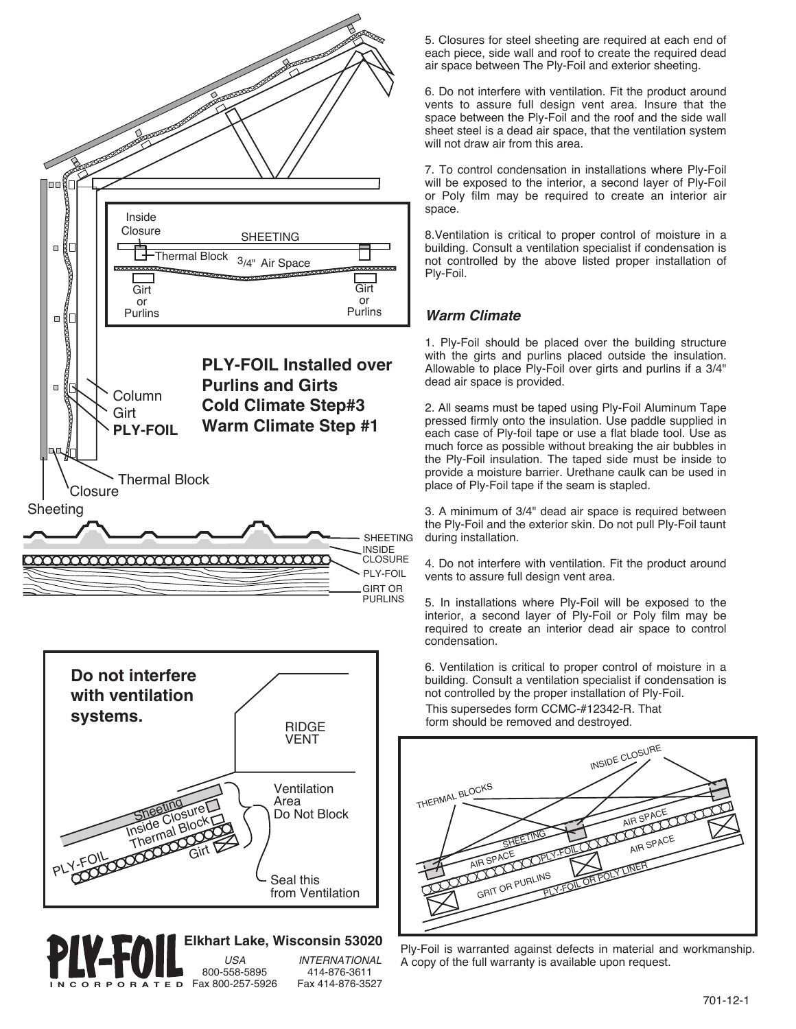5. Closures for steel sheeting are required at each end of each piece, side wall and roof to create the required dead air space between The Ply-Foil and exterior sheeting.

6. Do not interfere with ventilation. Fit the product around vents to assure full design vent area. Insure that the space between the Ply-Foil and the roof and the side wall sheet steel is a dead air space, that the ventilation system will not draw air from this area.

7. To control condensation in installations where Ply-Foil will be exposed to the interior, a second layer of Ply-Foil or Poly film may be required to create an interior air space.

8. Ventilation is critical to proper control of moisture in a building. Consult a ventilation specialist if condensation is not controlled by the above listed proper installation of Ply-Foil.

Inside Closure

SHEETING

Thermal Block

3/4" Air Space

Girt or Purlins

Girt or Purlins

**PLY-FOIL Installed over Purlins and Girts**
**Cold Climate Step#3**
**Warm Climate Step #1**

Column

Girt

**PLY-FOIL**

Thermal Block

Closure

Sheeting

SHEETING

INSIDE CLOSURE

PLY-FOIL

GIRT OR PURLINS

### *Warm Climate*

1. Ply-Foil should be placed over the building structure with the girts and purlins placed outside the insulation. Allowable to place Ply-Foil over girts and purlins if a 3/4" dead air space is provided.

2. All seams must be taped using Ply-Foil Aluminum Tape pressed firmly onto the insulation. Use paddle supplied in each case of Ply-foil tape or use a flat blade tool. Use as much force as possible without breaking the air bubbles in the Ply-Foil insulation. The taped side must be inside to provide a moisture barrier. Urethane caulk can be used in place of Ply-Foil tape if the seam is stapled.

3. A minimum of 3/4" dead air space is required between the Ply-Foil and the exterior skin. Do not pull Ply-Foil taunt during installation.

4. Do not interfere with ventilation. Fit the product around vents to assure full design vent area.

5. In installations where Ply-Foil will be exposed to the interior, a second layer of Ply-Foil or Poly film may be required to create an interior dead air space to control condensation.

6. Ventilation is critical to proper control of moisture in a building. Consult a ventilation specialist if condensation is not controlled by the proper installation of Ply-Foil.

This supersedes form CCMC-#12342-R. That form should be removed and destroyed.

**Do not interfere with ventilation systems.**

RIDGE VENT

Ventilation Area Do Not Block

Sheeting

Inside Closure

Thermal Block

Girt

PLY-FOIL

Seal this from Ventilation

INSIDE CLOSURE

THERMAL BLOCKS

AIR SPACE

SHEETING

AIR SPACE

PLY-FOIL

AIR SPACE

GRIT OR PURLINS

PLY-FOIL OR POLY LINER

**PLY-FOIL INCORPORATED**

**Elkhart Lake, Wisconsin 53020**

| *USA* | *INTERNATIONAL* |
|---|---|
| 800-558-5895 | 414-876-3611 |
| Fax 800-257-5926 | Fax 414-876-3527 |

Ply-Foil is warranted against defects in material and workmanship. A copy of the full warranty is available upon request.

701-12-1